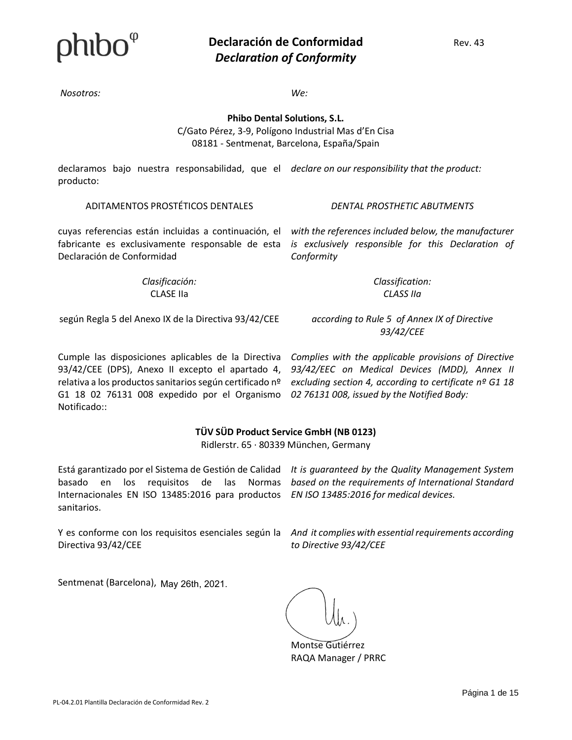phibo

# Declaración de Conformidad
## *Declaration of Conformity*

Rev. 43

*Nosotros:* *We:*

**Phibo Dental Solutions, S.L.**
C/Gato Pérez, 3-9, Polígono Industrial Mas d'En Cisa
08181 - Sentmenat, Barcelona, España/Spain

declaramos bajo nuestra responsabilidad, que el producto:

*declare on our responsibility that the product:*

ADITAMENTOS PROSTÉTICOS DENTALES

*DENTAL PROSTHETIC ABUTMENTS*

cuyas referencias están incluidas a continuación, el fabricante es exclusivamente responsable de esta Declaración de Conformidad

*with the references included below, the manufacturer is exclusively responsible for this Declaration of Conformity*

*Clasificación:*
CLASE IIa

*Classification:*
*CLASS IIa*

según Regla 5 del Anexo IX de la Directiva 93/42/CEE

*according to Rule 5 of Annex IX of Directive 93/42/CEE*

Cumple las disposiciones aplicables de la Directiva 93/42/CEE (DPS), Anexo II excepto el apartado 4, relativa a los productos sanitarios según certificado nº G1 18 02 76131 008 expedido por el Organismo Notificado::

*Complies with the applicable provisions of Directive 93/42/EEC on Medical Devices (MDD), Annex II excluding section 4, according to certificate nº G1 18 02 76131 008, issued by the Notified Body:*

**TÜV SÜD Product Service GmbH (NB 0123)**
Ridlerstr. 65 · 80339 München, Germany

Está garantizado por el Sistema de Gestión de Calidad basado en los requisitos de las Normas Internacionales EN ISO 13485:2016 para productos sanitarios.

*It is guaranteed by the Quality Management System based on the requirements of International Standard EN ISO 13485:2016 for medical devices.*

Y es conforme con los requisitos esenciales según la Directiva 93/42/CEE

*And it complies with essential requirements according to Directive 93/42/CEE*

Sentmenat (Barcelona), May 26th, 2021.

Montse Gutiérrez
RAQA Manager / PRRC

PL-04.2.01 Plantilla Declaración de Conformidad Rev. 2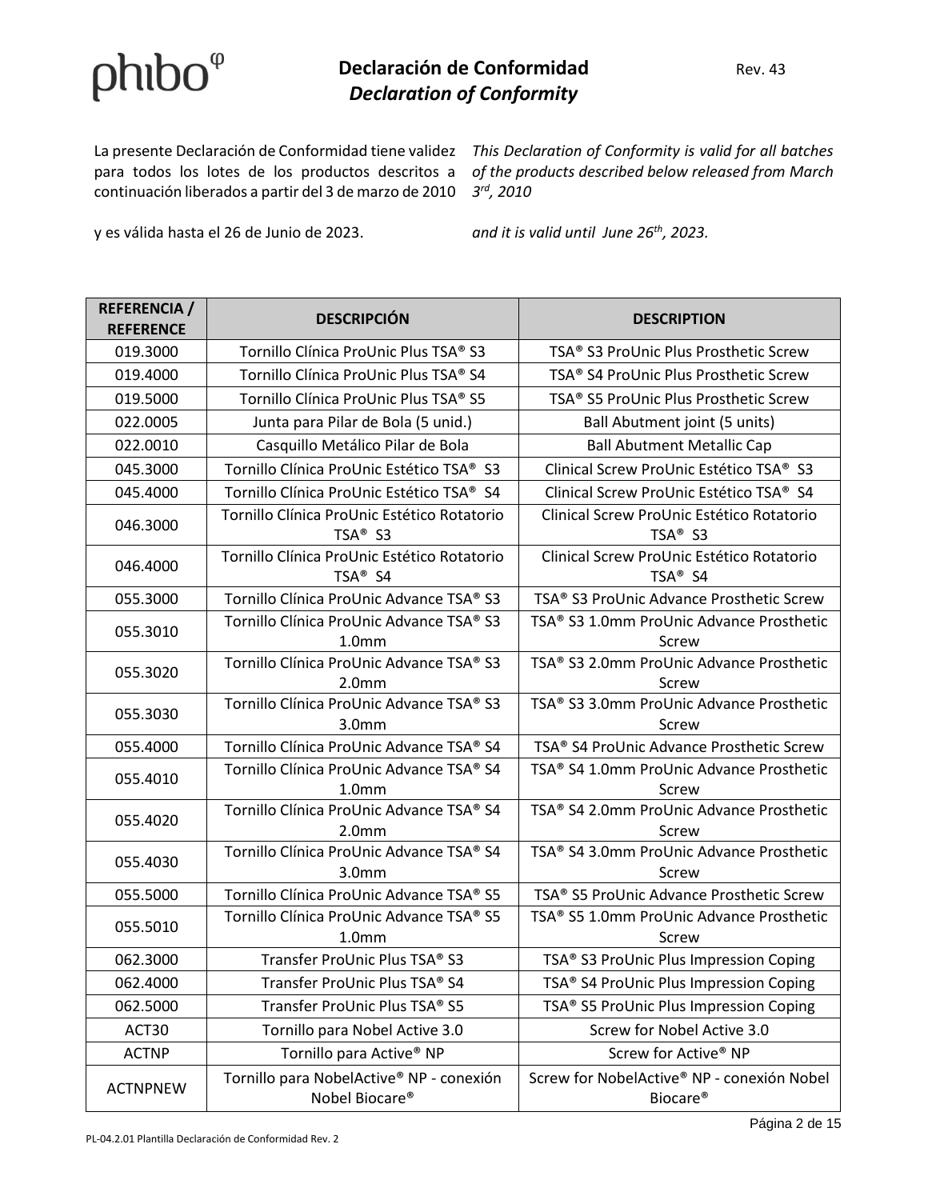# Declaración de Conformidad
## *Declaration of Conformity*

Rev. 43

La presente Declaración de Conformidad tiene validez para todos los lotes de los productos descritos a continuación liberados a partir del 3 de marzo de 2010

*This Declaration of Conformity is valid for all batches of the products described below released from March 3rd, 2010*

y es válida hasta el 26 de Junio de 2023.

*and it is valid until June 26th, 2023.*

| REFERENCIA / REFERENCE | DESCRIPCIÓN | DESCRIPTION |
|---|---|---|
| 019.3000 | Tornillo Clínica ProUnic Plus TSA® S3 | TSA® S3 ProUnic Plus Prosthetic Screw |
| 019.4000 | Tornillo Clínica ProUnic Plus TSA® S4 | TSA® S4 ProUnic Plus Prosthetic Screw |
| 019.5000 | Tornillo Clínica ProUnic Plus TSA® S5 | TSA® S5 ProUnic Plus Prosthetic Screw |
| 022.0005 | Junta para Pilar de Bola (5 unid.) | Ball Abutment joint (5 units) |
| 022.0010 | Casquillo Metálico Pilar de Bola | Ball Abutment Metallic Cap |
| 045.3000 | Tornillo Clínica ProUnic Estético TSA® S3 | Clinical Screw ProUnic Estético TSA® S3 |
| 045.4000 | Tornillo Clínica ProUnic Estético TSA® S4 | Clinical Screw ProUnic Estético TSA® S4 |
| 046.3000 | Tornillo Clínica ProUnic Estético Rotatorio TSA® S3 | Clinical Screw ProUnic Estético Rotatorio TSA® S3 |
| 046.4000 | Tornillo Clínica ProUnic Estético Rotatorio TSA® S4 | Clinical Screw ProUnic Estético Rotatorio TSA® S4 |
| 055.3000 | Tornillo Clínica ProUnic Advance TSA® S3 | TSA® S3 ProUnic Advance Prosthetic Screw |
| 055.3010 | Tornillo Clínica ProUnic Advance TSA® S3 1.0mm | TSA® S3 1.0mm ProUnic Advance Prosthetic Screw |
| 055.3020 | Tornillo Clínica ProUnic Advance TSA® S3 2.0mm | TSA® S3 2.0mm ProUnic Advance Prosthetic Screw |
| 055.3030 | Tornillo Clínica ProUnic Advance TSA® S3 3.0mm | TSA® S3 3.0mm ProUnic Advance Prosthetic Screw |
| 055.4000 | Tornillo Clínica ProUnic Advance TSA® S4 | TSA® S4 ProUnic Advance Prosthetic Screw |
| 055.4010 | Tornillo Clínica ProUnic Advance TSA® S4 1.0mm | TSA® S4 1.0mm ProUnic Advance Prosthetic Screw |
| 055.4020 | Tornillo Clínica ProUnic Advance TSA® S4 2.0mm | TSA® S4 2.0mm ProUnic Advance Prosthetic Screw |
| 055.4030 | Tornillo Clínica ProUnic Advance TSA® S4 3.0mm | TSA® S4 3.0mm ProUnic Advance Prosthetic Screw |
| 055.5000 | Tornillo Clínica ProUnic Advance TSA® S5 | TSA® S5 ProUnic Advance Prosthetic Screw |
| 055.5010 | Tornillo Clínica ProUnic Advance TSA® S5 1.0mm | TSA® S5 1.0mm ProUnic Advance Prosthetic Screw |
| 062.3000 | Transfer ProUnic Plus TSA® S3 | TSA® S3 ProUnic Plus Impression Coping |
| 062.4000 | Transfer ProUnic Plus TSA® S4 | TSA® S4 ProUnic Plus Impression Coping |
| 062.5000 | Transfer ProUnic Plus TSA® S5 | TSA® S5 ProUnic Plus Impression Coping |
| ACT30 | Tornillo para Nobel Active 3.0 | Screw for Nobel Active 3.0 |
| ACTNP | Tornillo para Active® NP | Screw for Active® NP |
| ACTNPNEW | Tornillo para NobelActive® NP - conexión Nobel Biocare® | Screw for NobelActive® NP - conexión Nobel Biocare® |

PL-04.2.01 Plantilla Declaración de Conformidad Rev. 2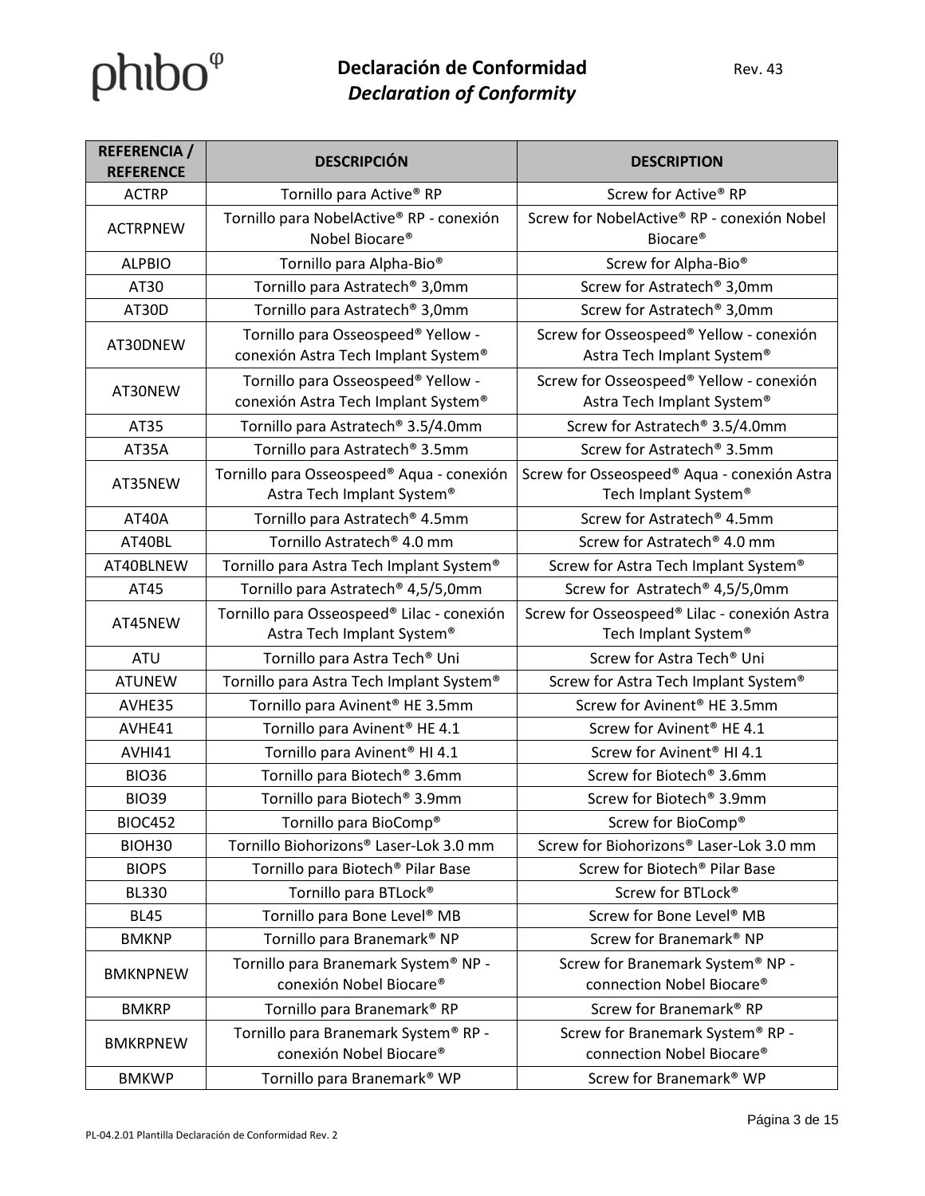| REFERENCIA / REFERENCE | DESCRIPCIÓN | DESCRIPTION |
|---|---|---|
| ACTRP | Tornillo para Active® RP | Screw for Active® RP |
| ACTRPNEW | Tornillo para NobelActive® RP - conexión Nobel Biocare® | Screw for NobelActive® RP - conexión Nobel Biocare® |
| ALPBIO | Tornillo para Alpha-Bio® | Screw for Alpha-Bio® |
| AT30 | Tornillo para Astratech® 3,0mm | Screw for Astratech® 3,0mm |
| AT30D | Tornillo para Astratech® 3,0mm | Screw for Astratech® 3,0mm |
| AT30DNEW | Tornillo para Osseospeed® Yellow - conexión Astra Tech Implant System® | Screw for Osseospeed® Yellow - conexión Astra Tech Implant System® |
| AT30NEW | Tornillo para Osseospeed® Yellow - conexión Astra Tech Implant System® | Screw for Osseospeed® Yellow - conexión Astra Tech Implant System® |
| AT35 | Tornillo para Astratech® 3.5/4.0mm | Screw for Astratech® 3.5/4.0mm |
| AT35A | Tornillo para Astratech® 3.5mm | Screw for Astratech® 3.5mm |
| AT35NEW | Tornillo para Osseospeed® Aqua - conexión Astra Tech Implant System® | Screw for Osseospeed® Aqua - conexión Astra Tech Implant System® |
| AT40A | Tornillo para Astratech® 4.5mm | Screw for Astratech® 4.5mm |
| AT40BL | Tornillo Astratech® 4.0 mm | Screw for Astratech® 4.0 mm |
| AT40BLNEW | Tornillo para Astra Tech Implant System® | Screw for Astra Tech Implant System® |
| AT45 | Tornillo para Astratech® 4,5/5,0mm | Screw for Astratech® 4,5/5,0mm |
| AT45NEW | Tornillo para Osseospeed® Lilac - conexión Astra Tech Implant System® | Screw for Osseospeed® Lilac - conexión Astra Tech Implant System® |
| ATU | Tornillo para Astra Tech® Uni | Screw for Astra Tech® Uni |
| ATUNEW | Tornillo para Astra Tech Implant System® | Screw for Astra Tech Implant System® |
| AVHE35 | Tornillo para Avinent® HE 3.5mm | Screw for Avinent® HE 3.5mm |
| AVHE41 | Tornillo para Avinent® HE 4.1 | Screw for Avinent® HE 4.1 |
| AVHI41 | Tornillo para Avinent® HI 4.1 | Screw for Avinent® HI 4.1 |
| BIO36 | Tornillo para Biotech® 3.6mm | Screw for Biotech® 3.6mm |
| BIO39 | Tornillo para Biotech® 3.9mm | Screw for Biotech® 3.9mm |
| BIOC452 | Tornillo para BioComp® | Screw for BioComp® |
| BIOH30 | Tornillo Biohorizons® Laser-Lok 3.0 mm | Screw for Biohorizons® Laser-Lok 3.0 mm |
| BIOPS | Tornillo para Biotech® Pilar Base | Screw for Biotech® Pilar Base |
| BL330 | Tornillo para BTLock® | Screw for BTLock® |
| BL45 | Tornillo para Bone Level® MB | Screw for Bone Level® MB |
| BMKNP | Tornillo para Branemark® NP | Screw for Branemark® NP |
| BMKNPNEW | Tornillo para Branemark System® NP - conexión Nobel Biocare® | Screw for Branemark System® NP - connection Nobel Biocare® |
| BMKRP | Tornillo para Branemark® RP | Screw for Branemark® RP |
| BMKRPNEW | Tornillo para Branemark System® RP - conexión Nobel Biocare® | Screw for Branemark System® RP - connection Nobel Biocare® |
| BMKWP | Tornillo para Branemark® WP | Screw for Branemark® WP |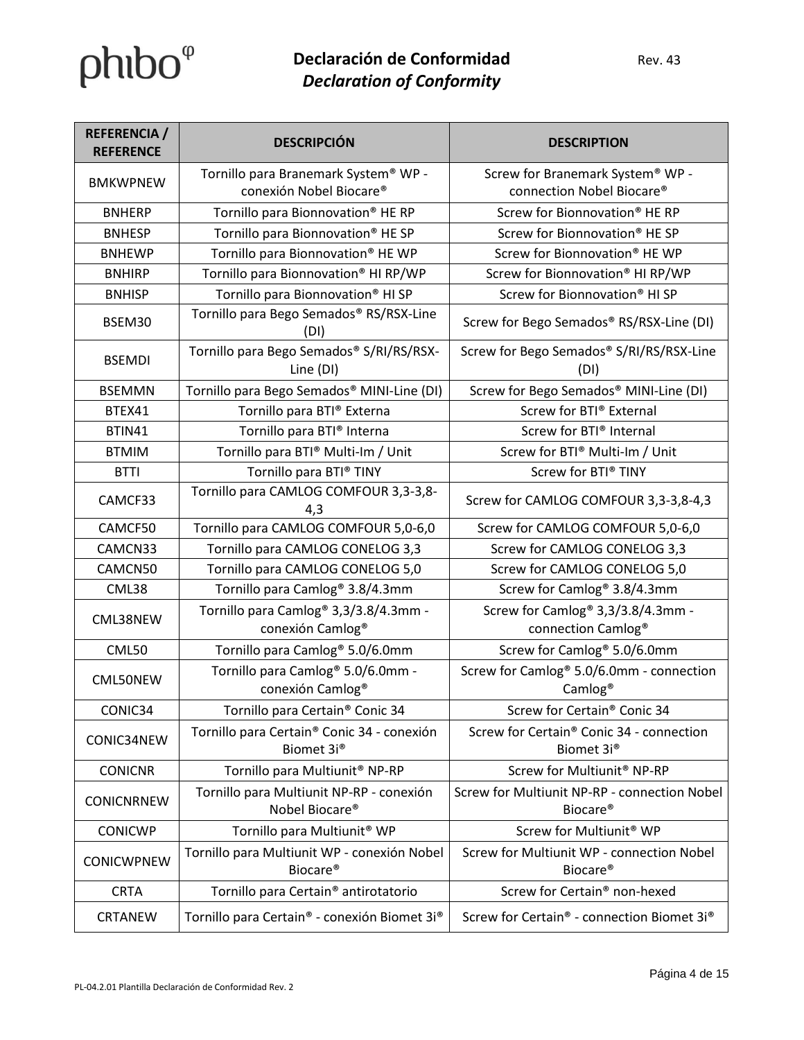| REFERENCIA / REFERENCE | DESCRIPCIÓN | DESCRIPTION |
|---|---|---|
| BMKWPNEW | Tornillo para Branemark System® WP - conexión Nobel Biocare® | Screw for Branemark System® WP - connection Nobel Biocare® |
| BNHERP | Tornillo para Bionnovation® HE RP | Screw for Bionnovation® HE RP |
| BNHESP | Tornillo para Bionnovation® HE SP | Screw for Bionnovation® HE SP |
| BNHEWP | Tornillo para Bionnovation® HE WP | Screw for Bionnovation® HE WP |
| BNHIRP | Tornillo para Bionnovation® HI RP/WP | Screw for Bionnovation® HI RP/WP |
| BNHISP | Tornillo para Bionnovation® HI SP | Screw for Bionnovation® HI SP |
| BSEM30 | Tornillo para Bego Semados® RS/RSX-Line (DI) | Screw for Bego Semados® RS/RSX-Line (DI) |
| BSEMDI | Tornillo para Bego Semados® S/RI/RS/RSX-Line (DI) | Screw for Bego Semados® S/RI/RS/RSX-Line (DI) |
| BSEMMN | Tornillo para Bego Semados® MINI-Line (DI) | Screw for Bego Semados® MINI-Line (DI) |
| BTEX41 | Tornillo para BTI® Externa | Screw for BTI® External |
| BTIN41 | Tornillo para BTI® Interna | Screw for BTI® Internal |
| BTMIM | Tornillo para BTI® Multi-Im / Unit | Screw for BTI® Multi-Im / Unit |
| BTTI | Tornillo para BTI® TINY | Screw for BTI® TINY |
| CAMCF33 | Tornillo para CAMLOG COMFOUR 3,3-3,8-4,3 | Screw for CAMLOG COMFOUR 3,3-3,8-4,3 |
| CAMCF50 | Tornillo para CAMLOG COMFOUR 5,0-6,0 | Screw for CAMLOG COMFOUR 5,0-6,0 |
| CAMCN33 | Tornillo para CAMLOG CONELOG 3,3 | Screw for CAMLOG CONELOG 3,3 |
| CAMCN50 | Tornillo para CAMLOG CONELOG 5,0 | Screw for CAMLOG CONELOG 5,0 |
| CML38 | Tornillo para Camlog® 3.8/4.3mm | Screw for Camlog® 3.8/4.3mm |
| CML38NEW | Tornillo para Camlog® 3,3/3.8/4.3mm - conexión Camlog® | Screw for Camlog® 3,3/3.8/4.3mm - connection Camlog® |
| CML50 | Tornillo para Camlog® 5.0/6.0mm | Screw for Camlog® 5.0/6.0mm |
| CML50NEW | Tornillo para Camlog® 5.0/6.0mm - conexión Camlog® | Screw for Camlog® 5.0/6.0mm - connection Camlog® |
| CONIC34 | Tornillo para Certain® Conic 34 | Screw for Certain® Conic 34 |
| CONIC34NEW | Tornillo para Certain® Conic 34 - conexión Biomet 3i® | Screw for Certain® Conic 34 - connection Biomet 3i® |
| CONICNR | Tornillo para Multiunit® NP-RP | Screw for Multiunit® NP-RP |
| CONICNRNEW | Tornillo para Multiunit NP-RP - conexión Nobel Biocare® | Screw for Multiunit NP-RP - connection Nobel Biocare® |
| CONICWP | Tornillo para Multiunit® WP | Screw for Multiunit® WP |
| CONICWPNEW | Tornillo para Multiunit WP - conexión Nobel Biocare® | Screw for Multiunit WP - connection Nobel Biocare® |
| CRTA | Tornillo para Certain® antirotatorio | Screw for Certain® non-hexed |
| CRTANEW | Tornillo para Certain® - conexión Biomet 3i® | Screw for Certain® - connection Biomet 3i® |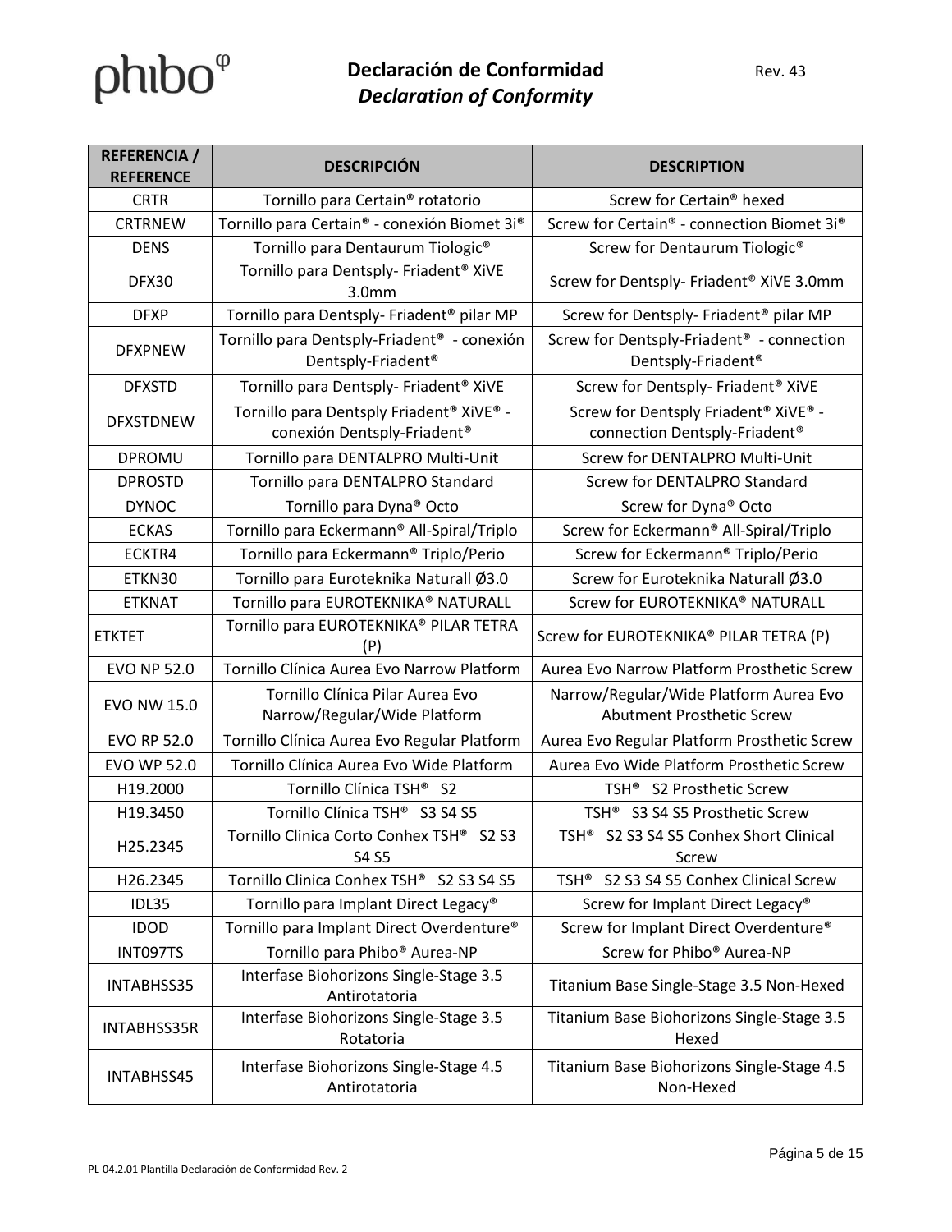| REFERENCIA / REFERENCE | DESCRIPCIÓN | DESCRIPTION |
|---|---|---|
| CRTR | Tornillo para Certain® rotatorio | Screw for Certain® hexed |
| CRTRNEW | Tornillo para Certain® - conexión Biomet 3i® | Screw for Certain® - connection Biomet 3i® |
| DENS | Tornillo para Dentaurum Tiologic® | Screw for Dentaurum Tiologic® |
| DFX30 | Tornillo para Dentsply- Friadent® XiVE 3.0mm | Screw for Dentsply- Friadent® XiVE 3.0mm |
| DFXP | Tornillo para Dentsply- Friadent® pilar MP | Screw for Dentsply- Friadent® pilar MP |
| DFXPNEW | Tornillo para Dentsply-Friadent® - conexión Dentsply-Friadent® | Screw for Dentsply-Friadent® - connection Dentsply-Friadent® |
| DFXSTD | Tornillo para Dentsply- Friadent® XiVE | Screw for Dentsply- Friadent® XiVE |
| DFXSTDNEW | Tornillo para Dentsply Friadent® XiVE® - conexión Dentsply-Friadent® | Screw for Dentsply Friadent® XiVE® - connection Dentsply-Friadent® |
| DPROMU | Tornillo para DENTALPRO Multi-Unit | Screw for DENTALPRO Multi-Unit |
| DPROSTD | Tornillo para DENTALPRO Standard | Screw for DENTALPRO Standard |
| DYNOC | Tornillo para Dyna® Octo | Screw for Dyna® Octo |
| ECKAS | Tornillo para Eckermann® All-Spiral/Triplo | Screw for Eckermann® All-Spiral/Triplo |
| ECKTR4 | Tornillo para Eckermann® Triplo/Perio | Screw for Eckermann® Triplo/Perio |
| ETKN30 | Tornillo para Euroteknika Naturall Ø3.0 | Screw for Euroteknika Naturall Ø3.0 |
| ETKNAT | Tornillo para EUROTEKNIKA® NATURALL | Screw for EUROTEKNIKA® NATURALL |
| ETKTET | Tornillo para EUROTEKNIKA® PILAR TETRA (P) | Screw for EUROTEKNIKA® PILAR TETRA (P) |
| EVO NP 52.0 | Tornillo Clínica Aurea Evo Narrow Platform | Aurea Evo Narrow Platform Prosthetic Screw |
| EVO NW 15.0 | Tornillo Clínica Pilar Aurea Evo Narrow/Regular/Wide Platform | Narrow/Regular/Wide Platform Aurea Evo Abutment Prosthetic Screw |
| EVO RP 52.0 | Tornillo Clínica Aurea Evo Regular Platform | Aurea Evo Regular Platform Prosthetic Screw |
| EVO WP 52.0 | Tornillo Clínica Aurea Evo Wide Platform | Aurea Evo Wide Platform Prosthetic Screw |
| H19.2000 | Tornillo Clínica TSH® S2 | TSH® S2 Prosthetic Screw |
| H19.3450 | Tornillo Clínica TSH® S3 S4 S5 | TSH® S3 S4 S5 Prosthetic Screw |
| H25.2345 | Tornillo Clinica Corto Conhex TSH® S2 S3 S4 S5 | TSH® S2 S3 S4 S5 Conhex Short Clinical Screw |
| H26.2345 | Tornillo Clinica Conhex TSH® S2 S3 S4 S5 | TSH® S2 S3 S4 S5 Conhex Clinical Screw |
| IDL35 | Tornillo para Implant Direct Legacy® | Screw for Implant Direct Legacy® |
| IDOD | Tornillo para Implant Direct Overdenture® | Screw for Implant Direct Overdenture® |
| INT097TS | Tornillo para Phibo® Aurea-NP | Screw for Phibo® Aurea-NP |
| INTABHSS35 | Interfase Biohorizons Single-Stage 3.5 Antirotatoria | Titanium Base Single-Stage 3.5 Non-Hexed |
| INTABHSS35R | Interfase Biohorizons Single-Stage 3.5 Rotatoria | Titanium Base Biohorizons Single-Stage 3.5 Hexed |
| INTABHSS45 | Interfase Biohorizons Single-Stage 4.5 Antirotatoria | Titanium Base Biohorizons Single-Stage 4.5 Non-Hexed |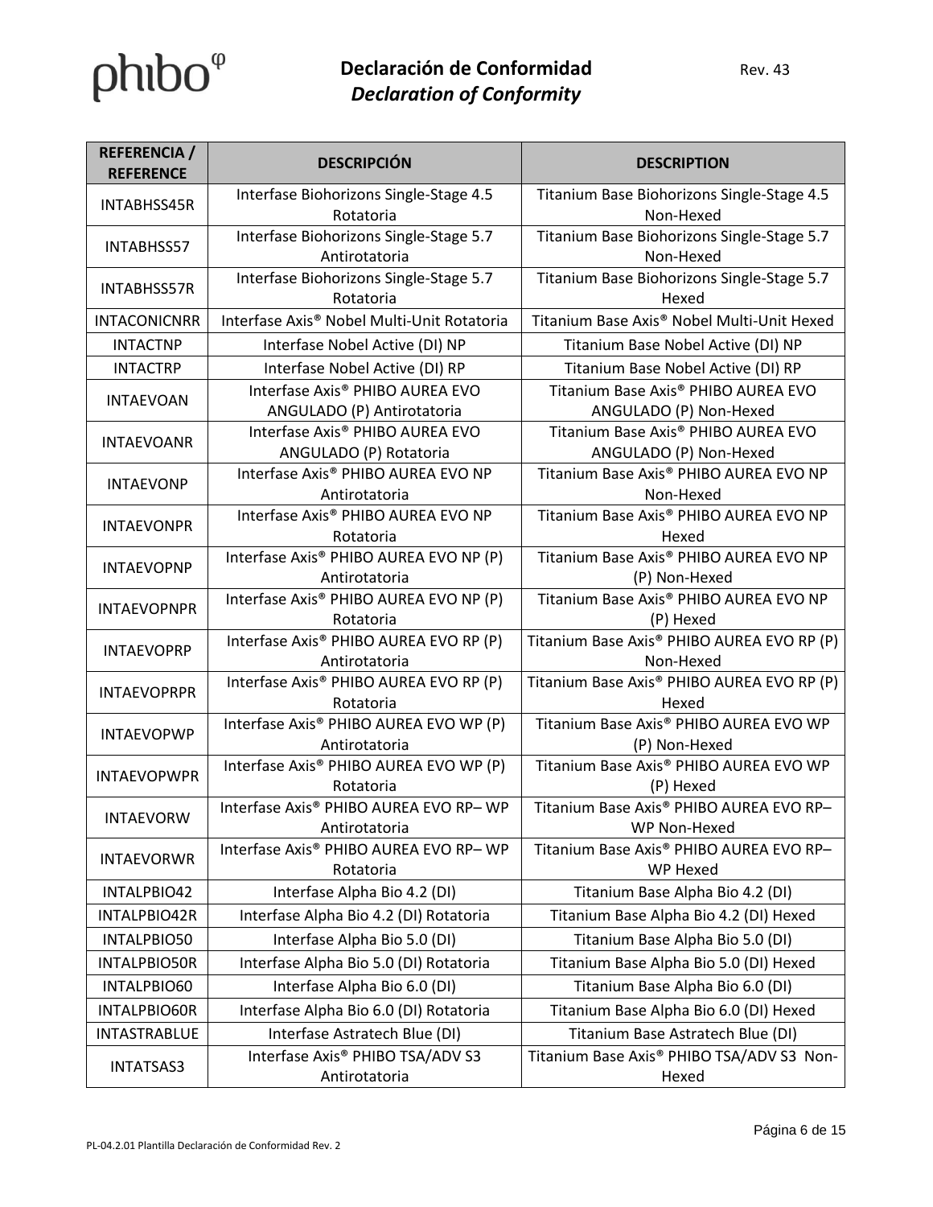| REFERENCIA / REFERENCE | DESCRIPCIÓN | DESCRIPTION |
|---|---|---|
| INTABHSS45R | Interfase Biohorizons Single-Stage 4.5 Rotatoria | Titanium Base Biohorizons Single-Stage 4.5 Non-Hexed |
| INTABHSS57 | Interfase Biohorizons Single-Stage 5.7 Antirotatoria | Titanium Base Biohorizons Single-Stage 5.7 Non-Hexed |
| INTABHSS57R | Interfase Biohorizons Single-Stage 5.7 Rotatoria | Titanium Base Biohorizons Single-Stage 5.7 Hexed |
| INTACONICNRR | Interfase Axis® Nobel Multi-Unit Rotatoria | Titanium Base Axis® Nobel Multi-Unit Hexed |
| INTACTNP | Interfase Nobel Active (DI) NP | Titanium Base Nobel Active (DI) NP |
| INTACTRP | Interfase Nobel Active (DI) RP | Titanium Base Nobel Active (DI) RP |
| INTAEVOAN | Interfase Axis® PHIBO AUREA EVO ANGULADO (P) Antirotatoria | Titanium Base Axis® PHIBO AUREA EVO ANGULADO (P) Non-Hexed |
| INTAEVOANR | Interfase Axis® PHIBO AUREA EVO ANGULADO (P) Rotatoria | Titanium Base Axis® PHIBO AUREA EVO ANGULADO (P) Non-Hexed |
| INTAEVONP | Interfase Axis® PHIBO AUREA EVO NP Antirotatoria | Titanium Base Axis® PHIBO AUREA EVO NP Non-Hexed |
| INTAEVONPR | Interfase Axis® PHIBO AUREA EVO NP Rotatoria | Titanium Base Axis® PHIBO AUREA EVO NP Hexed |
| INTAEVOPNP | Interfase Axis® PHIBO AUREA EVO NP (P) Antirotatoria | Titanium Base Axis® PHIBO AUREA EVO NP (P) Non-Hexed |
| INTAEVOPNPR | Interfase Axis® PHIBO AUREA EVO NP (P) Rotatoria | Titanium Base Axis® PHIBO AUREA EVO NP (P) Hexed |
| INTAEVOPRP | Interfase Axis® PHIBO AUREA EVO RP (P) Antirotatoria | Titanium Base Axis® PHIBO AUREA EVO RP (P) Non-Hexed |
| INTAEVOPRPR | Interfase Axis® PHIBO AUREA EVO RP (P) Rotatoria | Titanium Base Axis® PHIBO AUREA EVO RP (P) Hexed |
| INTAEVOPWP | Interfase Axis® PHIBO AUREA EVO WP (P) Antirotatoria | Titanium Base Axis® PHIBO AUREA EVO WP (P) Non-Hexed |
| INTAEVOPWPR | Interfase Axis® PHIBO AUREA EVO WP (P) Rotatoria | Titanium Base Axis® PHIBO AUREA EVO WP (P) Hexed |
| INTAEVORW | Interfase Axis® PHIBO AUREA EVO RP– WP Antirotatoria | Titanium Base Axis® PHIBO AUREA EVO RP– WP Non-Hexed |
| INTAEVORWR | Interfase Axis® PHIBO AUREA EVO RP– WP Rotatoria | Titanium Base Axis® PHIBO AUREA EVO RP– WP Hexed |
| INTALPBIO42 | Interfase Alpha Bio 4.2 (DI) | Titanium Base Alpha Bio 4.2 (DI) |
| INTALPBIO42R | Interfase Alpha Bio 4.2 (DI) Rotatoria | Titanium Base Alpha Bio 4.2 (DI) Hexed |
| INTALPBIO50 | Interfase Alpha Bio 5.0 (DI) | Titanium Base Alpha Bio 5.0 (DI) |
| INTALPBIO50R | Interfase Alpha Bio 5.0 (DI) Rotatoria | Titanium Base Alpha Bio 5.0 (DI) Hexed |
| INTALPBIO60 | Interfase Alpha Bio 6.0 (DI) | Titanium Base Alpha Bio 6.0 (DI) |
| INTALPBIO60R | Interfase Alpha Bio 6.0 (DI) Rotatoria | Titanium Base Alpha Bio 6.0 (DI) Hexed |
| INTASTRABLUE | Interfase Astratech Blue (DI) | Titanium Base Astratech Blue (DI) |
| INTATSAS3 | Interfase Axis® PHIBO TSA/ADV S3 Antirotatoria | Titanium Base Axis® PHIBO TSA/ADV S3 Non-Hexed |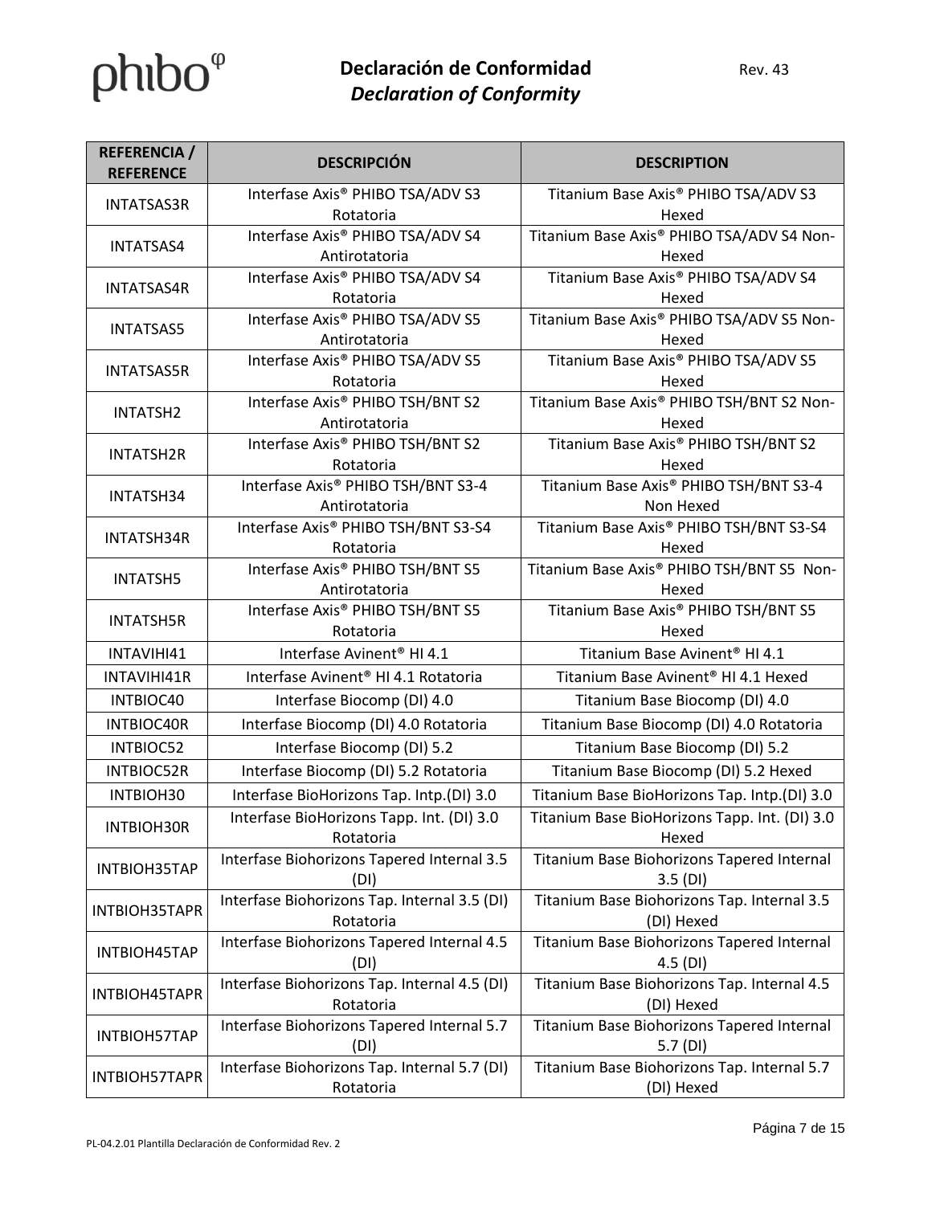| REFERENCIA / REFERENCE | DESCRIPCIÓN | DESCRIPTION |
|---|---|---|
| INTATSAS3R | Interfase Axis® PHIBO TSA/ADV S3 Rotatoria | Titanium Base Axis® PHIBO TSA/ADV S3 Hexed |
| INTATSAS4 | Interfase Axis® PHIBO TSA/ADV S4 Antirotatoria | Titanium Base Axis® PHIBO TSA/ADV S4 Non-Hexed |
| INTATSAS4R | Interfase Axis® PHIBO TSA/ADV S4 Rotatoria | Titanium Base Axis® PHIBO TSA/ADV S4 Hexed |
| INTATSAS5 | Interfase Axis® PHIBO TSA/ADV S5 Antirotatoria | Titanium Base Axis® PHIBO TSA/ADV S5 Non-Hexed |
| INTATSAS5R | Interfase Axis® PHIBO TSA/ADV S5 Rotatoria | Titanium Base Axis® PHIBO TSA/ADV S5 Hexed |
| INTATSH2 | Interfase Axis® PHIBO TSH/BNT S2 Antirotatoria | Titanium Base Axis® PHIBO TSH/BNT S2 Non-Hexed |
| INTATSH2R | Interfase Axis® PHIBO TSH/BNT S2 Rotatoria | Titanium Base Axis® PHIBO TSH/BNT S2 Hexed |
| INTATSH34 | Interfase Axis® PHIBO TSH/BNT S3-4 Antirotatoria | Titanium Base Axis® PHIBO TSH/BNT S3-4 Non Hexed |
| INTATSH34R | Interfase Axis® PHIBO TSH/BNT S3-S4 Rotatoria | Titanium Base Axis® PHIBO TSH/BNT S3-S4 Hexed |
| INTATSH5 | Interfase Axis® PHIBO TSH/BNT S5 Antirotatoria | Titanium Base Axis® PHIBO TSH/BNT S5 Non-Hexed |
| INTATSH5R | Interfase Axis® PHIBO TSH/BNT S5 Rotatoria | Titanium Base Axis® PHIBO TSH/BNT S5 Hexed |
| INTAVIHI41 | Interfase Avinent® HI 4.1 | Titanium Base Avinent® HI 4.1 |
| INTAVIHI41R | Interfase Avinent® HI 4.1 Rotatoria | Titanium Base Avinent® HI 4.1 Hexed |
| INTBIOC40 | Interfase Biocomp (DI) 4.0 | Titanium Base Biocomp (DI) 4.0 |
| INTBIOC40R | Interfase Biocomp (DI) 4.0 Rotatoria | Titanium Base Biocomp (DI) 4.0 Rotatoria |
| INTBIOC52 | Interfase Biocomp (DI) 5.2 | Titanium Base Biocomp (DI) 5.2 |
| INTBIOC52R | Interfase Biocomp (DI) 5.2 Rotatoria | Titanium Base Biocomp (DI) 5.2 Hexed |
| INTBIOH30 | Interfase BioHorizons Tap. Intp.(DI) 3.0 | Titanium Base BioHorizons Tap. Intp.(DI) 3.0 |
| INTBIOH30R | Interfase BioHorizons Tapp. Int. (DI) 3.0 Rotatoria | Titanium Base BioHorizons Tapp. Int. (DI) 3.0 Hexed |
| INTBIOH35TAP | Interfase Biohorizons Tapered Internal 3.5 (DI) | Titanium Base Biohorizons Tapered Internal 3.5 (DI) |
| INTBIOH35TAPR | Interfase Biohorizons Tap. Internal 3.5 (DI) Rotatoria | Titanium Base Biohorizons Tap. Internal 3.5 (DI) Hexed |
| INTBIOH45TAP | Interfase Biohorizons Tapered Internal 4.5 (DI) | Titanium Base Biohorizons Tapered Internal 4.5 (DI) |
| INTBIOH45TAPR | Interfase Biohorizons Tap. Internal 4.5 (DI) Rotatoria | Titanium Base Biohorizons Tap. Internal 4.5 (DI) Hexed |
| INTBIOH57TAP | Interfase Biohorizons Tapered Internal 5.7 (DI) | Titanium Base Biohorizons Tapered Internal 5.7 (DI) |
| INTBIOH57TAPR | Interfase Biohorizons Tap. Internal 5.7 (DI) Rotatoria | Titanium Base Biohorizons Tap. Internal 5.7 (DI) Hexed |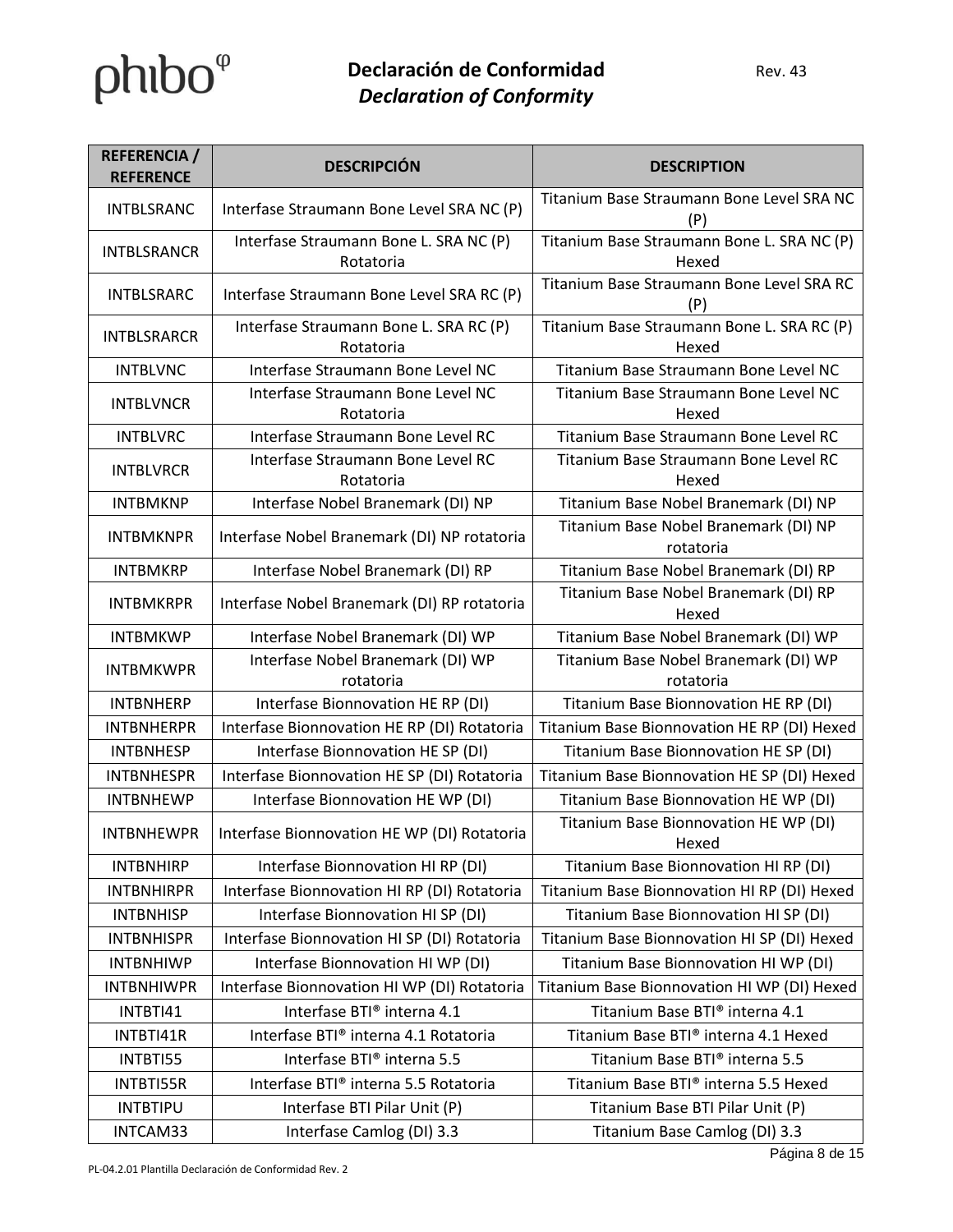| REFERENCIA / REFERENCE | DESCRIPCIÓN | DESCRIPTION |
|---|---|---|
| INTBLSRANC | Interfase Straumann Bone Level SRA NC (P) | Titanium Base Straumann Bone Level SRA NC (P) |
| INTBLSRANCR | Interfase Straumann Bone L. SRA NC (P) Rotatoria | Titanium Base Straumann Bone L. SRA NC (P) Hexed |
| INTBLSRARC | Interfase Straumann Bone Level SRA RC (P) | Titanium Base Straumann Bone Level SRA RC (P) |
| INTBLSRARCR | Interfase Straumann Bone L. SRA RC (P) Rotatoria | Titanium Base Straumann Bone L. SRA RC (P) Hexed |
| INTBLVNC | Interfase Straumann Bone Level NC | Titanium Base Straumann Bone Level NC |
| INTBLVNCR | Interfase Straumann Bone Level NC Rotatoria | Titanium Base Straumann Bone Level NC Hexed |
| INTBLVRC | Interfase Straumann Bone Level RC | Titanium Base Straumann Bone Level RC |
| INTBLVRCR | Interfase Straumann Bone Level RC Rotatoria | Titanium Base Straumann Bone Level RC Hexed |
| INTBMKNP | Interfase Nobel Branemark (DI) NP | Titanium Base Nobel Branemark (DI) NP |
| INTBMKNPR | Interfase Nobel Branemark (DI) NP rotatoria | Titanium Base Nobel Branemark (DI) NP rotatoria |
| INTBMKRP | Interfase Nobel Branemark (DI) RP | Titanium Base Nobel Branemark (DI) RP |
| INTBMKRPR | Interfase Nobel Branemark (DI) RP rotatoria | Titanium Base Nobel Branemark (DI) RP Hexed |
| INTBMKWP | Interfase Nobel Branemark (DI) WP | Titanium Base Nobel Branemark (DI) WP |
| INTBMKWPR | Interfase Nobel Branemark (DI) WP rotatoria | Titanium Base Nobel Branemark (DI) WP rotatoria |
| INTBNHERP | Interfase Bionnovation HE RP (DI) | Titanium Base Bionnovation HE RP (DI) |
| INTBNHERPR | Interfase Bionnovation HE RP (DI) Rotatoria | Titanium Base Bionnovation HE RP (DI) Hexed |
| INTBNHESP | Interfase Bionnovation HE SP (DI) | Titanium Base Bionnovation HE SP (DI) |
| INTBNHESPR | Interfase Bionnovation HE SP (DI) Rotatoria | Titanium Base Bionnovation HE SP (DI) Hexed |
| INTBNHEWP | Interfase Bionnovation HE WP (DI) | Titanium Base Bionnovation HE WP (DI) |
| INTBNHEWPR | Interfase Bionnovation HE WP (DI) Rotatoria | Titanium Base Bionnovation HE WP (DI) Hexed |
| INTBNHIRP | Interfase Bionnovation HI RP (DI) | Titanium Base Bionnovation HI RP (DI) |
| INTBNHIRPR | Interfase Bionnovation HI RP (DI) Rotatoria | Titanium Base Bionnovation HI RP (DI) Hexed |
| INTBNHISP | Interfase Bionnovation HI SP (DI) | Titanium Base Bionnovation HI SP (DI) |
| INTBNHISPR | Interfase Bionnovation HI SP (DI) Rotatoria | Titanium Base Bionnovation HI SP (DI) Hexed |
| INTBNHIWP | Interfase Bionnovation HI WP (DI) | Titanium Base Bionnovation HI WP (DI) |
| INTBNHIWPR | Interfase Bionnovation HI WP (DI) Rotatoria | Titanium Base Bionnovation HI WP (DI) Hexed |
| INTBTI41 | Interfase BTI® interna 4.1 | Titanium Base BTI® interna 4.1 |
| INTBTI41R | Interfase BTI® interna 4.1 Rotatoria | Titanium Base BTI® interna 4.1 Hexed |
| INTBTI55 | Interfase BTI® interna 5.5 | Titanium Base BTI® interna 5.5 |
| INTBTI55R | Interfase BTI® interna 5.5 Rotatoria | Titanium Base BTI® interna 5.5 Hexed |
| INTBTIPU | Interfase BTI Pilar Unit (P) | Titanium Base BTI Pilar Unit (P) |
| INTCAM33 | Interfase Camlog (DI) 3.3 | Titanium Base Camlog (DI) 3.3 |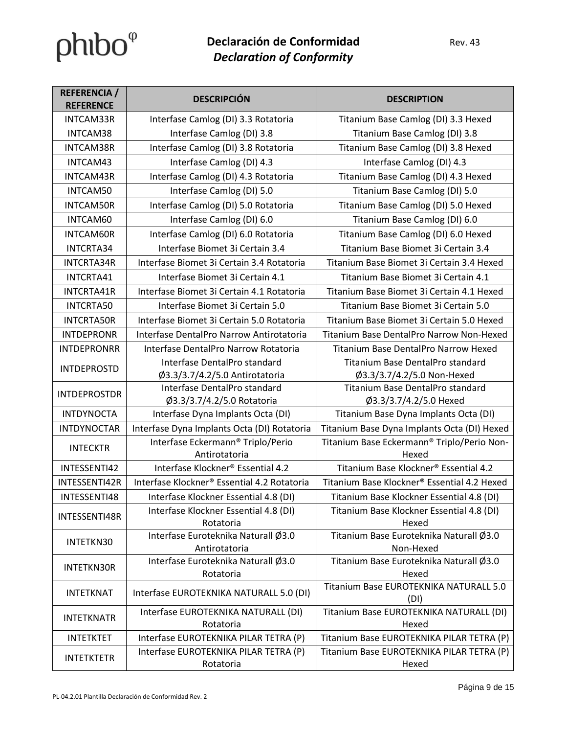| REFERENCIA / REFERENCE | DESCRIPCIÓN | DESCRIPTION |
|---|---|---|
| INTCAM33R | Interfase Camlog (DI) 3.3 Rotatoria | Titanium Base Camlog (DI) 3.3 Hexed |
| INTCAM38 | Interfase Camlog (DI) 3.8 | Titanium Base Camlog (DI) 3.8 |
| INTCAM38R | Interfase Camlog (DI) 3.8 Rotatoria | Titanium Base Camlog (DI) 3.8 Hexed |
| INTCAM43 | Interfase Camlog (DI) 4.3 | Interfase Camlog (DI) 4.3 |
| INTCAM43R | Interfase Camlog (DI) 4.3 Rotatoria | Titanium Base Camlog (DI) 4.3 Hexed |
| INTCAM50 | Interfase Camlog (DI) 5.0 | Titanium Base Camlog (DI) 5.0 |
| INTCAM50R | Interfase Camlog (DI) 5.0 Rotatoria | Titanium Base Camlog (DI) 5.0 Hexed |
| INTCAM60 | Interfase Camlog (DI) 6.0 | Titanium Base Camlog (DI) 6.0 |
| INTCAM60R | Interfase Camlog (DI) 6.0 Rotatoria | Titanium Base Camlog (DI) 6.0 Hexed |
| INTCRTA34 | Interfase Biomet 3i Certain 3.4 | Titanium Base Biomet 3i Certain 3.4 |
| INTCRTA34R | Interfase Biomet 3i Certain 3.4 Rotatoria | Titanium Base Biomet 3i Certain 3.4 Hexed |
| INTCRTA41 | Interfase Biomet 3i Certain 4.1 | Titanium Base Biomet 3i Certain 4.1 |
| INTCRTA41R | Interfase Biomet 3i Certain 4.1 Rotatoria | Titanium Base Biomet 3i Certain 4.1 Hexed |
| INTCRTA50 | Interfase Biomet 3i Certain 5.0 | Titanium Base Biomet 3i Certain 5.0 |
| INTCRTA50R | Interfase Biomet 3i Certain 5.0 Rotatoria | Titanium Base Biomet 3i Certain 5.0 Hexed |
| INTDEPRONR | Interfase DentalPro Narrow Antirotatoria | Titanium Base DentalPro Narrow Non-Hexed |
| INTDEPRONRR | Interfase DentalPro Narrow Rotatoria | Titanium Base DentalPro Narrow Hexed |
| INTDEPROSTD | Interfase DentalPro standard Ø3.3/3.7/4.2/5.0 Antirotatoria | Titanium Base DentalPro standard Ø3.3/3.7/4.2/5.0 Non-Hexed |
| INTDEPROSTDR | Interfase DentalPro standard Ø3.3/3.7/4.2/5.0 Rotatoria | Titanium Base DentalPro standard Ø3.3/3.7/4.2/5.0 Hexed |
| INTDYNOCTA | Interfase Dyna Implants Octa (DI) | Titanium Base Dyna Implants Octa (DI) |
| INTDYNOCTAR | Interfase Dyna Implants Octa (DI) Rotatoria | Titanium Base Dyna Implants Octa (DI) Hexed |
| INTECKTR | Interfase Eckermann® Triplo/Perio Antirotatoria | Titanium Base Eckermann® Triplo/Perio Non-Hexed |
| INTESSENTI42 | Interfase Klockner® Essential 4.2 | Titanium Base Klockner® Essential 4.2 |
| INTESSENTI42R | Interfase Klockner® Essential 4.2 Rotatoria | Titanium Base Klockner® Essential 4.2 Hexed |
| INTESSENTI48 | Interfase Klockner Essential 4.8 (DI) | Titanium Base Klockner Essential 4.8 (DI) |
| INTESSENTI48R | Interfase Klockner Essential 4.8 (DI) Rotatoria | Titanium Base Klockner Essential 4.8 (DI) Hexed |
| INTETKN30 | Interfase Euroteknika Naturall Ø3.0 Antirotatoria | Titanium Base Euroteknika Naturall Ø3.0 Non-Hexed |
| INTETKN30R | Interfase Euroteknika Naturall Ø3.0 Rotatoria | Titanium Base Euroteknika Naturall Ø3.0 Hexed |
| INTETKNAT | Interfase EUROTEKNIKA NATURALL 5.0 (DI) | Titanium Base EUROTEKNIKA NATURALL 5.0 (DI) |
| INTETKNATR | Interfase EUROTEKNIKA NATURALL (DI) Rotatoria | Titanium Base EUROTEKNIKA NATURALL (DI) Hexed |
| INTETKTET | Interfase EUROTEKNIKA PILAR TETRA (P) | Titanium Base EUROTEKNIKA PILAR TETRA (P) |
| INTETKTETR | Interfase EUROTEKNIKA PILAR TETRA (P) Rotatoria | Titanium Base EUROTEKNIKA PILAR TETRA (P) Hexed |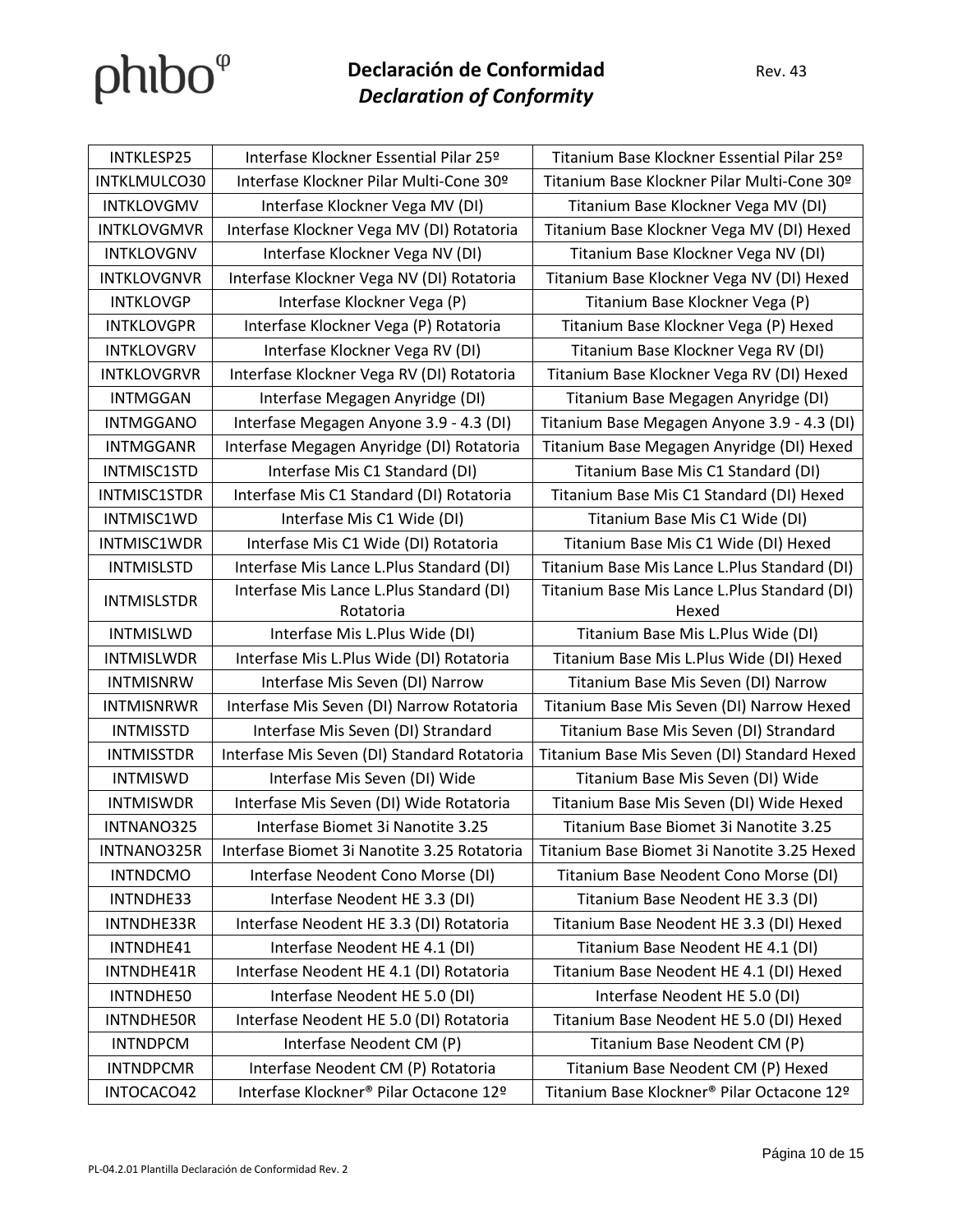| INTKLESP25 | Interfase Klockner Essential Pilar 25º | Titanium Base Klockner Essential Pilar 25º |
|---|---|---|
| INTKLMULCO30 | Interfase Klockner Pilar Multi-Cone 30º | Titanium Base Klockner Pilar Multi-Cone 30º |
| INTKLOVGMV | Interfase Klockner Vega MV (DI) | Titanium Base Klockner Vega MV (DI) |
| INTKLOVGMVR | Interfase Klockner Vega MV (DI) Rotatoria | Titanium Base Klockner Vega MV (DI) Hexed |
| INTKLOVGNV | Interfase Klockner Vega NV (DI) | Titanium Base Klockner Vega NV (DI) |
| INTKLOVGNVR | Interfase Klockner Vega NV (DI) Rotatoria | Titanium Base Klockner Vega NV (DI) Hexed |
| INTKLOVGP | Interfase Klockner Vega (P) | Titanium Base Klockner Vega (P) |
| INTKLOVGPR | Interfase Klockner Vega (P) Rotatoria | Titanium Base Klockner Vega (P) Hexed |
| INTKLOVGRV | Interfase Klockner Vega RV (DI) | Titanium Base Klockner Vega RV (DI) |
| INTKLOVGRVR | Interfase Klockner Vega RV (DI) Rotatoria | Titanium Base Klockner Vega RV (DI) Hexed |
| INTMGGAN | Interfase Megagen Anyridge (DI) | Titanium Base Megagen Anyridge (DI) |
| INTMGGANO | Interfase Megagen Anyone 3.9 - 4.3 (DI) | Titanium Base Megagen Anyone 3.9 - 4.3 (DI) |
| INTMGGANR | Interfase Megagen Anyridge (DI) Rotatoria | Titanium Base Megagen Anyridge (DI) Hexed |
| INTMISC1STD | Interfase Mis C1 Standard (DI) | Titanium Base Mis C1 Standard (DI) |
| INTMISC1STDR | Interfase Mis C1 Standard (DI) Rotatoria | Titanium Base Mis C1 Standard (DI) Hexed |
| INTMISC1WD | Interfase Mis C1 Wide (DI) | Titanium Base Mis C1 Wide (DI) |
| INTMISC1WDR | Interfase Mis C1 Wide (DI) Rotatoria | Titanium Base Mis C1 Wide (DI) Hexed |
| INTMISLSTD | Interfase Mis Lance L.Plus Standard (DI) | Titanium Base Mis Lance L.Plus Standard (DI) |
| INTMISLSTDR | Interfase Mis Lance L.Plus Standard (DI) Rotatoria | Titanium Base Mis Lance L.Plus Standard (DI) Hexed |
| INTMISLWD | Interfase Mis L.Plus Wide (DI) | Titanium Base Mis L.Plus Wide (DI) |
| INTMISLWDR | Interfase Mis L.Plus Wide (DI) Rotatoria | Titanium Base Mis L.Plus Wide (DI) Hexed |
| INTMISNRW | Interfase Mis Seven (DI) Narrow | Titanium Base Mis Seven (DI) Narrow |
| INTMISNRWR | Interfase Mis Seven (DI) Narrow Rotatoria | Titanium Base Mis Seven (DI) Narrow Hexed |
| INTMISSTD | Interfase Mis Seven (DI) Strandard | Titanium Base Mis Seven (DI) Strandard |
| INTMISSTDR | Interfase Mis Seven (DI) Standard Rotatoria | Titanium Base Mis Seven (DI) Standard Hexed |
| INTMISWD | Interfase Mis Seven (DI) Wide | Titanium Base Mis Seven (DI) Wide |
| INTMISWDR | Interfase Mis Seven (DI) Wide Rotatoria | Titanium Base Mis Seven (DI) Wide Hexed |
| INTNANO325 | Interfase Biomet 3i Nanotite 3.25 | Titanium Base Biomet 3i Nanotite 3.25 |
| INTNANO325R | Interfase Biomet 3i Nanotite 3.25 Rotatoria | Titanium Base Biomet 3i Nanotite 3.25 Hexed |
| INTNDCMO | Interfase Neodent Cono Morse (DI) | Titanium Base Neodent Cono Morse (DI) |
| INTNDHE33 | Interfase Neodent HE 3.3 (DI) | Titanium Base Neodent HE 3.3 (DI) |
| INTNDHE33R | Interfase Neodent HE 3.3 (DI) Rotatoria | Titanium Base Neodent HE 3.3 (DI) Hexed |
| INTNDHE41 | Interfase Neodent HE 4.1 (DI) | Titanium Base Neodent HE 4.1 (DI) |
| INTNDHE41R | Interfase Neodent HE 4.1 (DI) Rotatoria | Titanium Base Neodent HE 4.1 (DI) Hexed |
| INTNDHE50 | Interfase Neodent HE 5.0 (DI) | Interfase Neodent HE 5.0 (DI) |
| INTNDHE50R | Interfase Neodent HE 5.0 (DI) Rotatoria | Titanium Base Neodent HE 5.0 (DI) Hexed |
| INTNDPCM | Interfase Neodent CM (P) | Titanium Base Neodent CM (P) |
| INTNDPCMR | Interfase Neodent CM (P) Rotatoria | Titanium Base Neodent CM (P) Hexed |
| INTOCACO42 | Interfase Klockner® Pilar Octacone 12º | Titanium Base Klockner® Pilar Octacone 12º |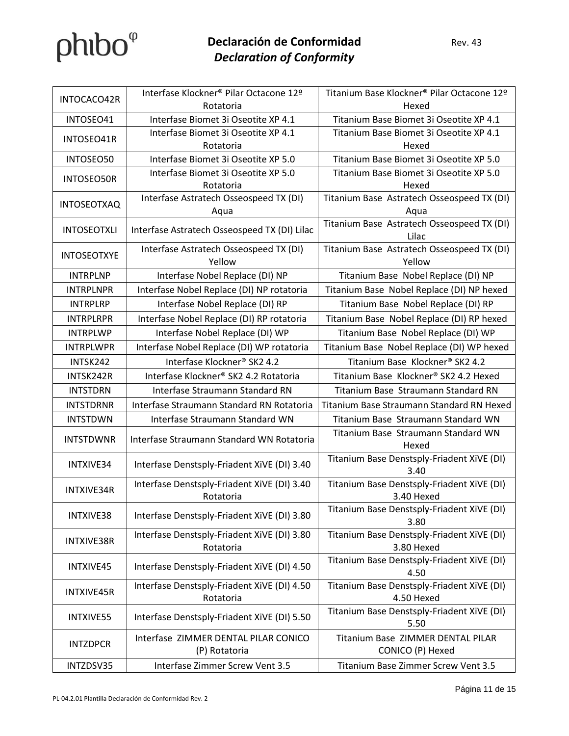| INTOCACO42R | Interfase Klockner® Pilar Octacone 12º Rotatoria | Titanium Base Klockner® Pilar Octacone 12º Hexed |
|---|---|---|
| INTOSEO41 | Interfase Biomet 3i Oseotite XP 4.1 | Titanium Base Biomet 3i Oseotite XP 4.1 |
| INTOSEO41R | Interfase Biomet 3i Oseotite XP 4.1 Rotatoria | Titanium Base Biomet 3i Oseotite XP 4.1 Hexed |
| INTOSEO50 | Interfase Biomet 3i Oseotite XP 5.0 | Titanium Base Biomet 3i Oseotite XP 5.0 |
| INTOSEO50R | Interfase Biomet 3i Oseotite XP 5.0 Rotatoria | Titanium Base Biomet 3i Oseotite XP 5.0 Hexed |
| INTOSEOTXAQ | Interfase Astratech Osseospeed TX (DI) Aqua | Titanium Base Astratech Osseospeed TX (DI) Aqua |
| INTOSEOTXLI | Interfase Astratech Osseospeed TX (DI) Lilac | Titanium Base Astratech Osseospeed TX (DI) Lilac |
| INTOSEOTXYE | Interfase Astratech Osseospeed TX (DI) Yellow | Titanium Base Astratech Osseospeed TX (DI) Yellow |
| INTRPLNP | Interfase Nobel Replace (DI) NP | Titanium Base Nobel Replace (DI) NP |
| INTRPLNPR | Interfase Nobel Replace (DI) NP rotatoria | Titanium Base Nobel Replace (DI) NP hexed |
| INTRPLRP | Interfase Nobel Replace (DI) RP | Titanium Base Nobel Replace (DI) RP |
| INTRPLRPR | Interfase Nobel Replace (DI) RP rotatoria | Titanium Base Nobel Replace (DI) RP hexed |
| INTRPLWP | Interfase Nobel Replace (DI) WP | Titanium Base Nobel Replace (DI) WP |
| INTRPLWPR | Interfase Nobel Replace (DI) WP rotatoria | Titanium Base Nobel Replace (DI) WP hexed |
| INTSK242 | Interfase Klockner® SK2 4.2 | Titanium Base Klockner® SK2 4.2 |
| INTSK242R | Interfase Klockner® SK2 4.2 Rotatoria | Titanium Base Klockner® SK2 4.2 Hexed |
| INTSTDRN | Interfase Straumann Standard RN | Titanium Base Straumann Standard RN |
| INTSTDRNR | Interfase Straumann Standard RN Rotatoria | Titanium Base Straumann Standard RN Hexed |
| INTSTDWN | Interfase Straumann Standard WN | Titanium Base Straumann Standard WN |
| INTSTDWNR | Interfase Straumann Standard WN Rotatoria | Titanium Base Straumann Standard WN Hexed |
| INTXIVE34 | Interfase Denstsply-Friadent XiVE (DI) 3.40 | Titanium Base Denstsply-Friadent XiVE (DI) 3.40 |
| INTXIVE34R | Interfase Denstsply-Friadent XiVE (DI) 3.40 Rotatoria | Titanium Base Denstsply-Friadent XiVE (DI) 3.40 Hexed |
| INTXIVE38 | Interfase Denstsply-Friadent XiVE (DI) 3.80 | Titanium Base Denstsply-Friadent XiVE (DI) 3.80 |
| INTXIVE38R | Interfase Denstsply-Friadent XiVE (DI) 3.80 Rotatoria | Titanium Base Denstsply-Friadent XiVE (DI) 3.80 Hexed |
| INTXIVE45 | Interfase Denstsply-Friadent XiVE (DI) 4.50 | Titanium Base Denstsply-Friadent XiVE (DI) 4.50 |
| INTXIVE45R | Interfase Denstsply-Friadent XiVE (DI) 4.50 Rotatoria | Titanium Base Denstsply-Friadent XiVE (DI) 4.50 Hexed |
| INTXIVE55 | Interfase Denstsply-Friadent XiVE (DI) 5.50 | Titanium Base Denstsply-Friadent XiVE (DI) 5.50 |
| INTZDPCR | Interfase ZIMMER DENTAL PILAR CONICO (P) Rotatoria | Titanium Base ZIMMER DENTAL PILAR CONICO (P) Hexed |
| INTZDSV35 | Interfase Zimmer Screw Vent 3.5 | Titanium Base Zimmer Screw Vent 3.5 |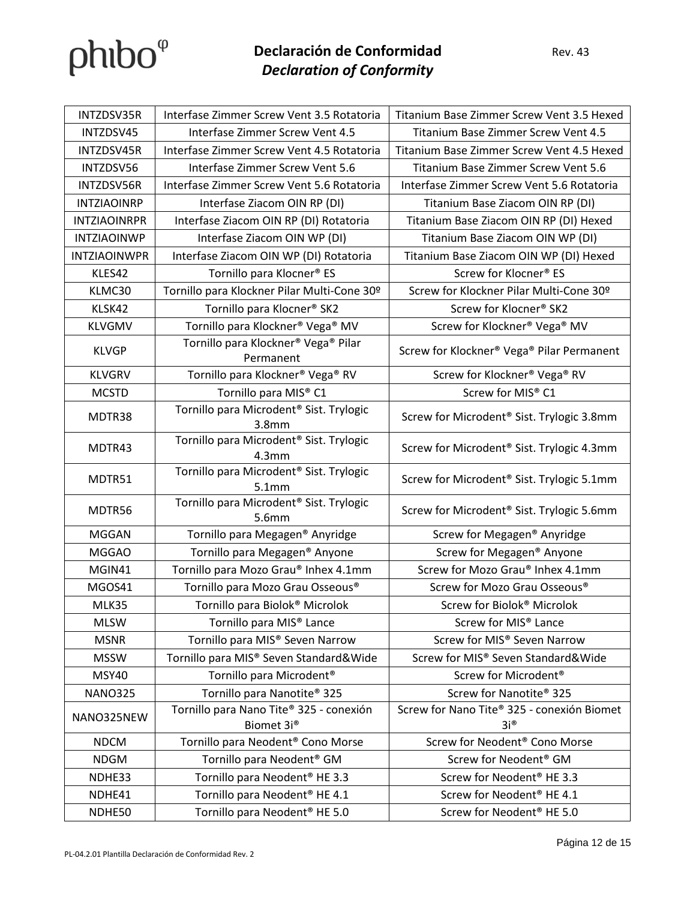| INTZDSV35R | Interfase Zimmer Screw Vent 3.5 Rotatoria | Titanium Base Zimmer Screw Vent 3.5 Hexed |
|---|---|---|
| INTZDSV45 | Interfase Zimmer Screw Vent 4.5 | Titanium Base Zimmer Screw Vent 4.5 |
| INTZDSV45R | Interfase Zimmer Screw Vent 4.5 Rotatoria | Titanium Base Zimmer Screw Vent 4.5 Hexed |
| INTZDSV56 | Interfase Zimmer Screw Vent 5.6 | Titanium Base Zimmer Screw Vent 5.6 |
| INTZDSV56R | Interfase Zimmer Screw Vent 5.6 Rotatoria | Interfase Zimmer Screw Vent 5.6 Rotatoria |
| INTZIAOINRP | Interfase Ziacom OIN RP (DI) | Titanium Base Ziacom OIN RP (DI) |
| INTZIAOINRPR | Interfase Ziacom OIN RP (DI) Rotatoria | Titanium Base Ziacom OIN RP (DI) Hexed |
| INTZIAOINWP | Interfase Ziacom OIN WP (DI) | Titanium Base Ziacom OIN WP (DI) |
| INTZIAOINWPR | Interfase Ziacom OIN WP (DI) Rotatoria | Titanium Base Ziacom OIN WP (DI) Hexed |
| KLES42 | Tornillo para Klocner® ES | Screw for Klocner® ES |
| KLMC30 | Tornillo para Klockner Pilar Multi-Cone 30º | Screw for Klockner Pilar Multi-Cone 30º |
| KLSK42 | Tornillo para Klocner® SK2 | Screw for Klocner® SK2 |
| KLVGMV | Tornillo para Klockner® Vega® MV | Screw for Klockner® Vega® MV |
| KLVGP | Tornillo para Klockner® Vega® Pilar Permanent | Screw for Klockner® Vega® Pilar Permanent |
| KLVGRV | Tornillo para Klockner® Vega® RV | Screw for Klockner® Vega® RV |
| MCSTD | Tornillo para MIS® C1 | Screw for MIS® C1 |
| MDTR38 | Tornillo para Microdent® Sist. Trylogic 3.8mm | Screw for Microdent® Sist. Trylogic 3.8mm |
| MDTR43 | Tornillo para Microdent® Sist. Trylogic 4.3mm | Screw for Microdent® Sist. Trylogic 4.3mm |
| MDTR51 | Tornillo para Microdent® Sist. Trylogic 5.1mm | Screw for Microdent® Sist. Trylogic 5.1mm |
| MDTR56 | Tornillo para Microdent® Sist. Trylogic 5.6mm | Screw for Microdent® Sist. Trylogic 5.6mm |
| MGGAN | Tornillo para Megagen® Anyridge | Screw for Megagen® Anyridge |
| MGGAO | Tornillo para Megagen® Anyone | Screw for Megagen® Anyone |
| MGIN41 | Tornillo para Mozo Grau® Inhex 4.1mm | Screw for Mozo Grau® Inhex 4.1mm |
| MGOS41 | Tornillo para Mozo Grau Osseous® | Screw for Mozo Grau Osseous® |
| MLK35 | Tornillo para Biolok® Microlok | Screw for Biolok® Microlok |
| MLSW | Tornillo para MIS® Lance | Screw for MIS® Lance |
| MSNR | Tornillo para MIS® Seven Narrow | Screw for MIS® Seven Narrow |
| MSSW | Tornillo para MIS® Seven Standard&Wide | Screw for MIS® Seven Standard&Wide |
| MSY40 | Tornillo para Microdent® | Screw for Microdent® |
| NANO325 | Tornillo para Nanotite® 325 | Screw for Nanotite® 325 |
| NANO325NEW | Tornillo para Nano Tite® 325 - conexión Biomet 3i® | Screw for Nano Tite® 325 - conexión Biomet 3i® |
| NDCM | Tornillo para Neodent® Cono Morse | Screw for Neodent® Cono Morse |
| NDGM | Tornillo para Neodent® GM | Screw for Neodent® GM |
| NDHE33 | Tornillo para Neodent® HE 3.3 | Screw for Neodent® HE 3.3 |
| NDHE41 | Tornillo para Neodent® HE 4.1 | Screw for Neodent® HE 4.1 |
| NDHE50 | Tornillo para Neodent® HE 5.0 | Screw for Neodent® HE 5.0 |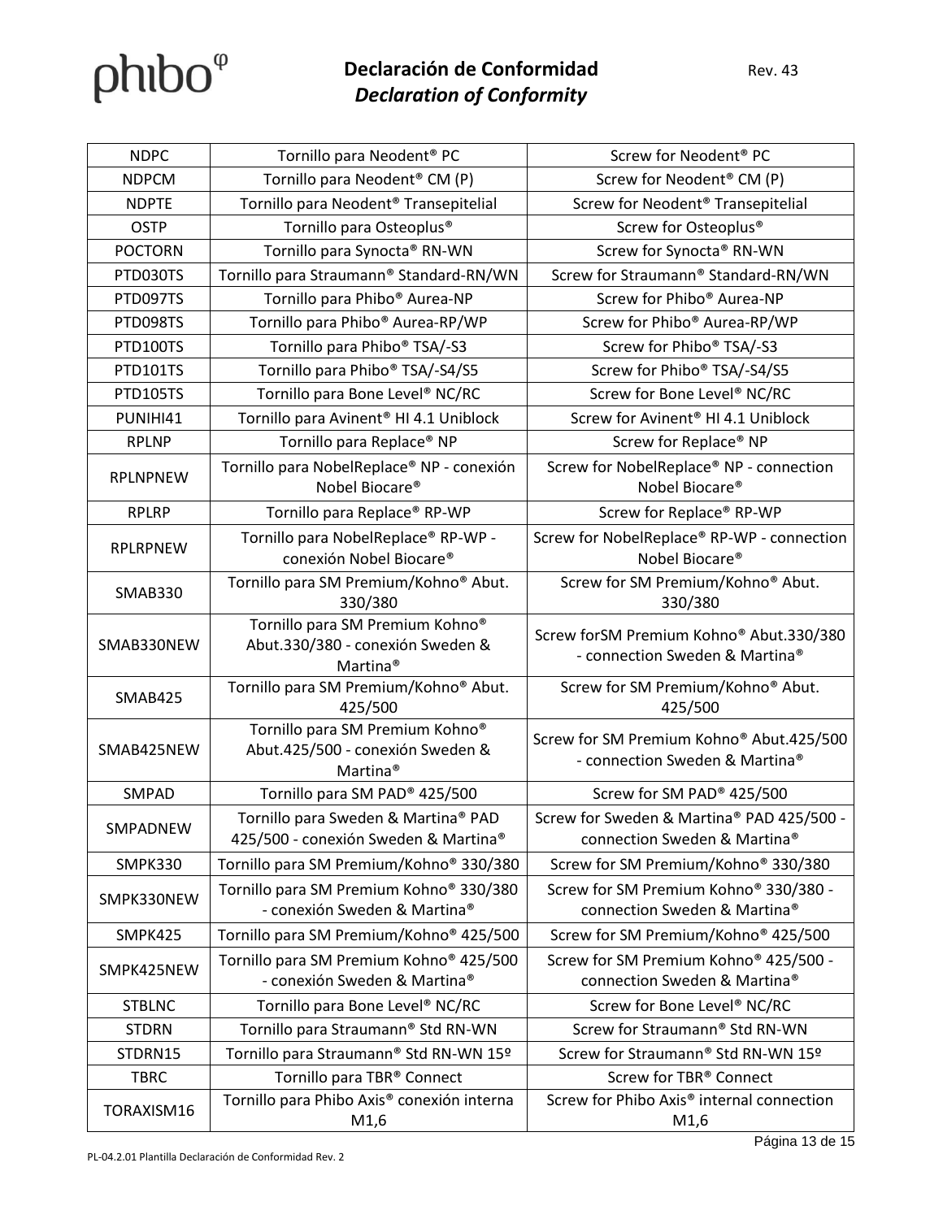| NDPC | Tornillo para Neodent® PC | Screw for Neodent® PC |
|---|---|---|
| NDPCM | Tornillo para Neodent® CM (P) | Screw for Neodent® CM (P) |
| NDPTE | Tornillo para Neodent® Transepitelial | Screw for Neodent® Transepitelial |
| OSTP | Tornillo para Osteoplus® | Screw for Osteoplus® |
| POCTORN | Tornillo para Synocta® RN-WN | Screw for Synocta® RN-WN |
| PTD030TS | Tornillo para Straumann® Standard-RN/WN | Screw for Straumann® Standard-RN/WN |
| PTD097TS | Tornillo para Phibo® Aurea-NP | Screw for Phibo® Aurea-NP |
| PTD098TS | Tornillo para Phibo® Aurea-RP/WP | Screw for Phibo® Aurea-RP/WP |
| PTD100TS | Tornillo para Phibo® TSA/-S3 | Screw for Phibo® TSA/-S3 |
| PTD101TS | Tornillo para Phibo® TSA/-S4/S5 | Screw for Phibo® TSA/-S4/S5 |
| PTD105TS | Tornillo para Bone Level® NC/RC | Screw for Bone Level® NC/RC |
| PUNIHI41 | Tornillo para Avinent® HI 4.1 Uniblock | Screw for Avinent® HI 4.1 Uniblock |
| RPLNP | Tornillo para Replace® NP | Screw for Replace® NP |
| RPLNPNEW | Tornillo para NobelReplace® NP - conexión Nobel Biocare® | Screw for NobelReplace® NP - connection Nobel Biocare® |
| RPLRP | Tornillo para Replace® RP-WP | Screw for Replace® RP-WP |
| RPLRPNEW | Tornillo para NobelReplace® RP-WP - conexión Nobel Biocare® | Screw for NobelReplace® RP-WP - connection Nobel Biocare® |
| SMAB330 | Tornillo para SM Premium/Kohno® Abut. 330/380 | Screw for SM Premium/Kohno® Abut. 330/380 |
| SMAB330NEW | Tornillo para SM Premium Kohno® Abut.330/380 - conexión Sweden & Martina® | Screw forSM Premium Kohno® Abut.330/380 - connection Sweden & Martina® |
| SMAB425 | Tornillo para SM Premium/Kohno® Abut. 425/500 | Screw for SM Premium/Kohno® Abut. 425/500 |
| SMAB425NEW | Tornillo para SM Premium Kohno® Abut.425/500 - conexión Sweden & Martina® | Screw for SM Premium Kohno® Abut.425/500 - connection Sweden & Martina® |
| SMPAD | Tornillo para SM PAD® 425/500 | Screw for SM PAD® 425/500 |
| SMPADNEW | Tornillo para Sweden & Martina® PAD 425/500 - conexión Sweden & Martina® | Screw for Sweden & Martina® PAD 425/500 - connection Sweden & Martina® |
| SMPK330 | Tornillo para SM Premium/Kohno® 330/380 | Screw for SM Premium/Kohno® 330/380 |
| SMPK330NEW | Tornillo para SM Premium Kohno® 330/380 - conexión Sweden & Martina® | Screw for SM Premium Kohno® 330/380 - connection Sweden & Martina® |
| SMPK425 | Tornillo para SM Premium/Kohno® 425/500 | Screw for SM Premium/Kohno® 425/500 |
| SMPK425NEW | Tornillo para SM Premium Kohno® 425/500 - conexión Sweden & Martina® | Screw for SM Premium Kohno® 425/500 - connection Sweden & Martina® |
| STBLNC | Tornillo para Bone Level® NC/RC | Screw for Bone Level® NC/RC |
| STDRN | Tornillo para Straumann® Std RN-WN | Screw for Straumann® Std RN-WN |
| STDRN15 | Tornillo para Straumann® Std RN-WN 15º | Screw for Straumann® Std RN-WN 15º |
| TBRC | Tornillo para TBR® Connect | Screw for TBR® Connect |
| TORAXISM16 | Tornillo para Phibo Axis® conexión interna M1,6 | Screw for Phibo Axis® internal connection M1,6 |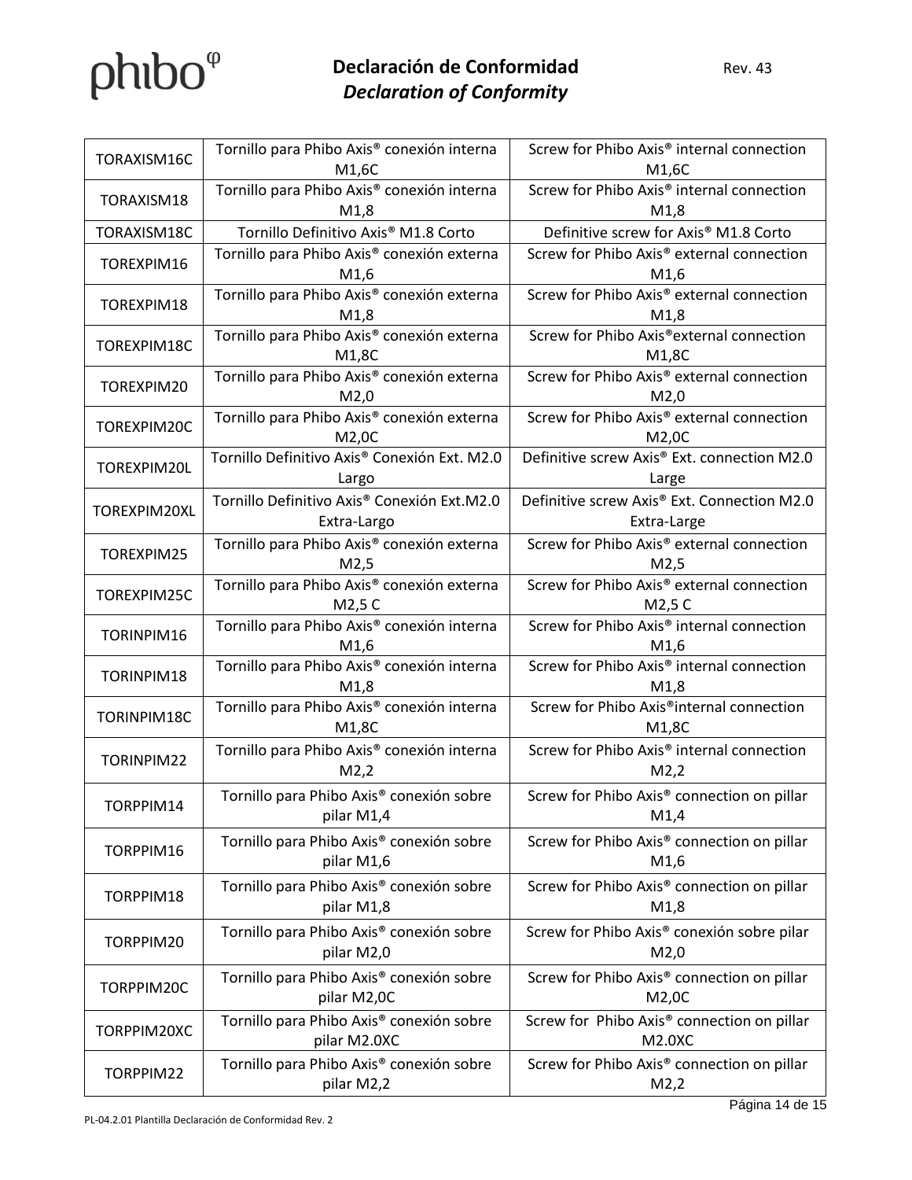| TORAXISM16C | Tornillo para Phibo Axis® conexión interna M1,6C | Screw for Phibo Axis® internal connection M1,6C |
|---|---|---|
| TORAXISM18 | Tornillo para Phibo Axis® conexión interna M1,8 | Screw for Phibo Axis® internal connection M1,8 |
| TORAXISM18C | Tornillo Definitivo Axis® M1.8 Corto | Definitive screw for Axis® M1.8 Corto |
| TOREXPIM16 | Tornillo para Phibo Axis® conexión externa M1,6 | Screw for Phibo Axis® external connection M1,6 |
| TOREXPIM18 | Tornillo para Phibo Axis® conexión externa M1,8 | Screw for Phibo Axis® external connection M1,8 |
| TOREXPIM18C | Tornillo para Phibo Axis® conexión externa M1,8C | Screw for Phibo Axis®external connection M1,8C |
| TOREXPIM20 | Tornillo para Phibo Axis® conexión externa M2,0 | Screw for Phibo Axis® external connection M2,0 |
| TOREXPIM20C | Tornillo para Phibo Axis® conexión externa M2,0C | Screw for Phibo Axis® external connection M2,0C |
| TOREXPIM20L | Tornillo Definitivo Axis® Conexión Ext. M2.0 Largo | Definitive screw Axis® Ext. connection M2.0 Large |
| TOREXPIM20XL | Tornillo Definitivo Axis® Conexión Ext.M2.0 Extra-Largo | Definitive screw Axis® Ext. Connection M2.0 Extra-Large |
| TOREXPIM25 | Tornillo para Phibo Axis® conexión externa M2,5 | Screw for Phibo Axis® external connection M2,5 |
| TOREXPIM25C | Tornillo para Phibo Axis® conexión externa M2,5 C | Screw for Phibo Axis® external connection M2,5 C |
| TORINPIM16 | Tornillo para Phibo Axis® conexión interna M1,6 | Screw for Phibo Axis® internal connection M1,6 |
| TORINPIM18 | Tornillo para Phibo Axis® conexión interna M1,8 | Screw for Phibo Axis® internal connection M1,8 |
| TORINPIM18C | Tornillo para Phibo Axis® conexión interna M1,8C | Screw for Phibo Axis®internal connection M1,8C |
| TORINPIM22 | Tornillo para Phibo Axis® conexión interna M2,2 | Screw for Phibo Axis® internal connection M2,2 |
| TORPPIM14 | Tornillo para Phibo Axis® conexión sobre pilar M1,4 | Screw for Phibo Axis® connection on pillar M1,4 |
| TORPPIM16 | Tornillo para Phibo Axis® conexión sobre pilar M1,6 | Screw for Phibo Axis® connection on pillar M1,6 |
| TORPPIM18 | Tornillo para Phibo Axis® conexión sobre pilar M1,8 | Screw for Phibo Axis® connection on pillar M1,8 |
| TORPPIM20 | Tornillo para Phibo Axis® conexión sobre pilar M2,0 | Screw for Phibo Axis® conexión sobre pilar M2,0 |
| TORPPIM20C | Tornillo para Phibo Axis® conexión sobre pilar M2,0C | Screw for Phibo Axis® connection on pillar M2,0C |
| TORPPIM20XC | Tornillo para Phibo Axis® conexión sobre pilar M2.0XC | Screw for Phibo Axis® connection on pillar M2.0XC |
| TORPPIM22 | Tornillo para Phibo Axis® conexión sobre pilar M2,2 | Screw for Phibo Axis® connection on pillar M2,2 |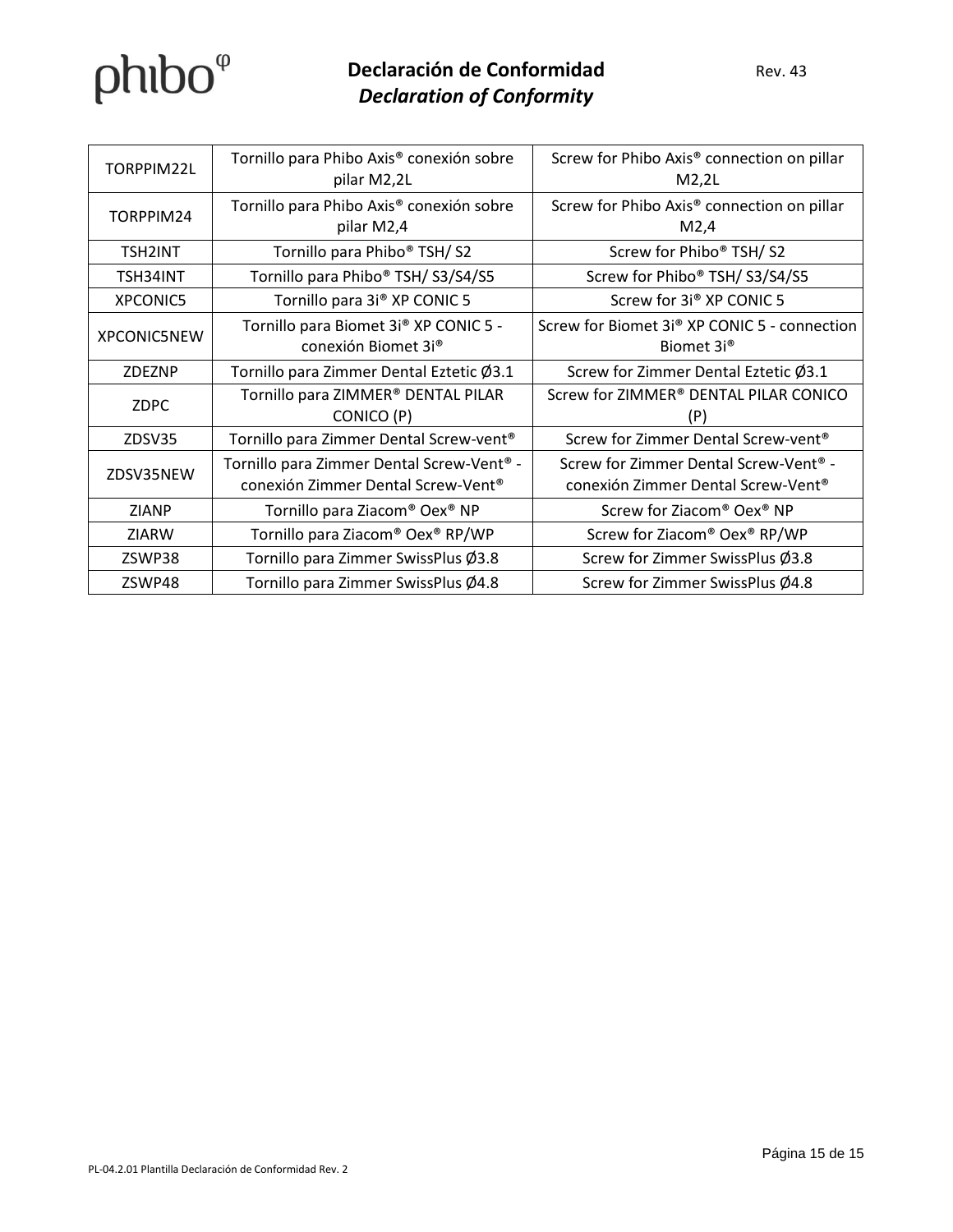| | | |
|---|---|---|
| TORPPIM22L | Tornillo para Phibo Axis® conexión sobre pilar M2,2L | Screw for Phibo Axis® connection on pillar M2,2L |
| TORPPIM24 | Tornillo para Phibo Axis® conexión sobre pilar M2,4 | Screw for Phibo Axis® connection on pillar M2,4 |
| TSH2INT | Tornillo para Phibo® TSH/ S2 | Screw for Phibo® TSH/ S2 |
| TSH34INT | Tornillo para Phibo® TSH/ S3/S4/S5 | Screw for Phibo® TSH/ S3/S4/S5 |
| XPCONIC5 | Tornillo para 3i® XP CONIC 5 | Screw for 3i® XP CONIC 5 |
| XPCONIC5NEW | Tornillo para Biomet 3i® XP CONIC 5 - conexión Biomet 3i® | Screw for Biomet 3i® XP CONIC 5 - connection Biomet 3i® |
| ZDEZNP | Tornillo para Zimmer Dental Eztetic Ø3.1 | Screw for Zimmer Dental Eztetic Ø3.1 |
| ZDPC | Tornillo para ZIMMER® DENTAL PILAR CONICO (P) | Screw for ZIMMER® DENTAL PILAR CONICO (P) |
| ZDSV35 | Tornillo para Zimmer Dental Screw-vent® | Screw for Zimmer Dental Screw-vent® |
| ZDSV35NEW | Tornillo para Zimmer Dental Screw-Vent® - conexión Zimmer Dental Screw-Vent® | Screw for Zimmer Dental Screw-Vent® - conexión Zimmer Dental Screw-Vent® |
| ZIANP | Tornillo para Ziacom® Oex® NP | Screw for Ziacom® Oex® NP |
| ZIARW | Tornillo para Ziacom® Oex® RP/WP | Screw for Ziacom® Oex® RP/WP |
| ZSWP38 | Tornillo para Zimmer SwissPlus Ø3.8 | Screw for Zimmer SwissPlus Ø3.8 |
| ZSWP48 | Tornillo para Zimmer SwissPlus Ø4.8 | Screw for Zimmer SwissPlus Ø4.8 |